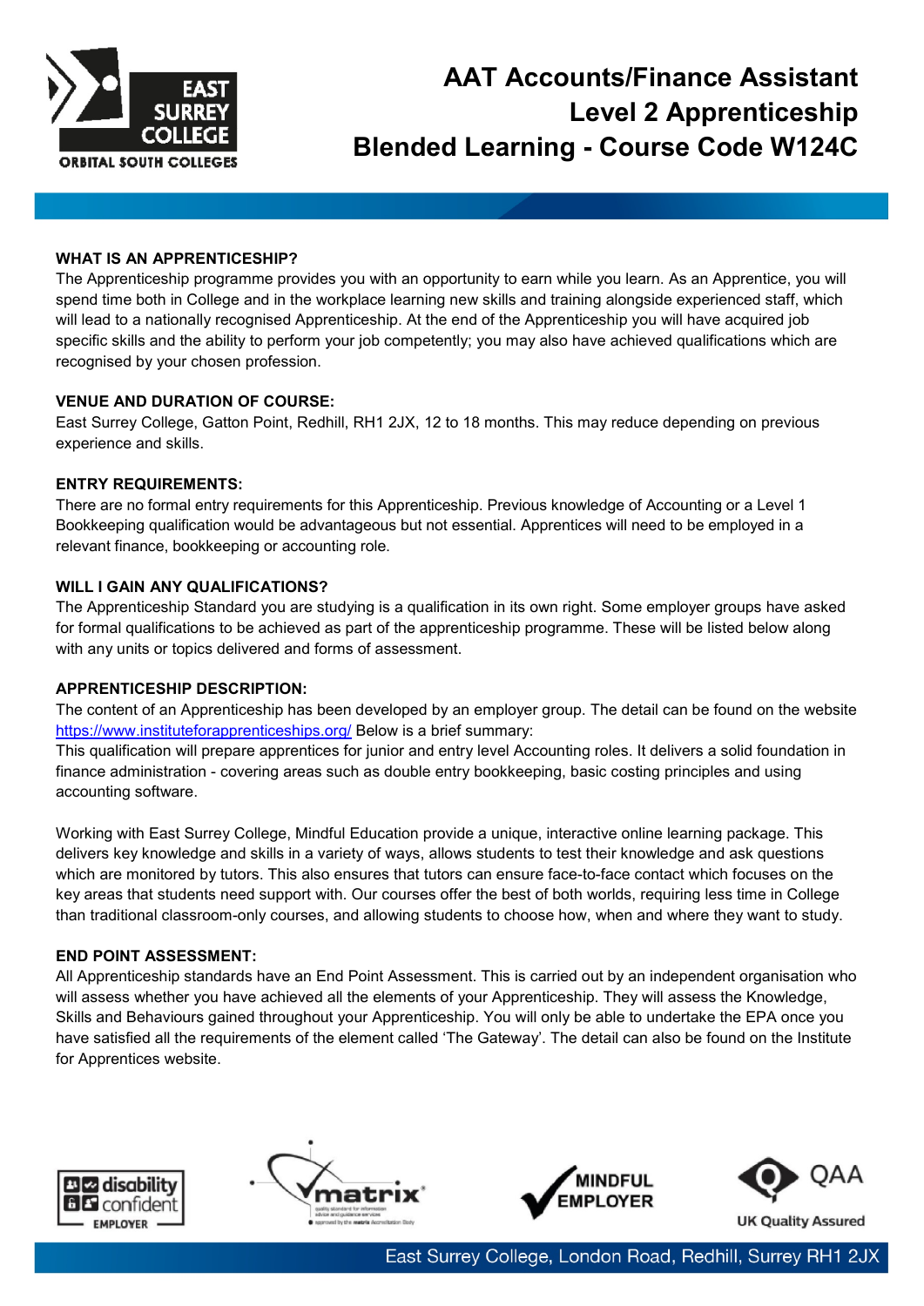# AAT Accounts/Finance Assistant Level 2 Apprenticeship Blended Learning - Course Code W124C

**WHAT IS AN APPRENTICESHIP?**

The Apprenticeship programme provides you with an opportunity to earn while you learn. As an Apprentice, you will spend time both in College and in the workplace learning new skills and training alongside experienced staff, which will lead to a nationally recognised Apprenticeship. At the end of the Apprenticeship you will have acquired job specific skills and the ability to perform your job competently; you may also have achieved qualifications which are recognised by your chosen profession.

**VENUE AND DURATION OF COURSE:**

East Surrey College, Gatton Point, Redhill, RH1 2JX, 12 to 18 months. This may reduce depending on previous experience and skills.

**ENTRY REQUIREMENTS:**

There are no formal entry requirements for this Apprenticeship. Previous knowledge of Accounting or a Level 1 Bookkeeping qualification would be advantageous but not essential. Apprentices will need to be employed in a relevant finance, bookkeeping or accounting role.

**WILL I GAIN ANY QUALIFICATIONS?**

The Apprenticeship Standard you are studying is a qualification in its own right. Some employer groups have asked for formal qualifications to be achieved as part of the apprenticeship programme. These will be listed below along with any units or topics delivered and forms of assessment.

**APPRENTICESHIP DESCRIPTION:**

The content of an Apprenticeship has been developed by an employer group. The detail can be found on the website [https://www.instituteforapprenticeships.org/](https://www.instituteforapprenticeships.org/) Below is a brief summary:

This qualification will prepare apprentices for junior and entry level Accounting roles. It delivers a solid foundation in finance administration - covering areas such as double entry bookkeeping, basic costing principles and using accounting software.

Working with East Surrey College, Mindful Education provide a unique, interactive online learning package. This delivers key knowledge and skills in a variety of ways, allows students to test their knowledge and ask questions which are monitored by tutors. This also ensures that tutors can ensure face-to-face contact which focuses on the key areas that students need support with. Our courses offer the best of both worlds, requiring less time in College than traditional classroom-only courses, and allowing students to choose how, when and where they want to study.

**END POINT ASSESSMENT:**

All Apprenticeship standards have an End Point Assessment. This is carried out by an independent organisation who will assess whether you have achieved all the elements of your Apprenticeship. They will assess the Knowledge, Skills and Behaviours gained throughout your Apprenticeship. You will only be able to undertake the EPA once you have satisfied all the requirements of the element called 'The Gateway'. The detail can also be found on the Institute for Apprentices website.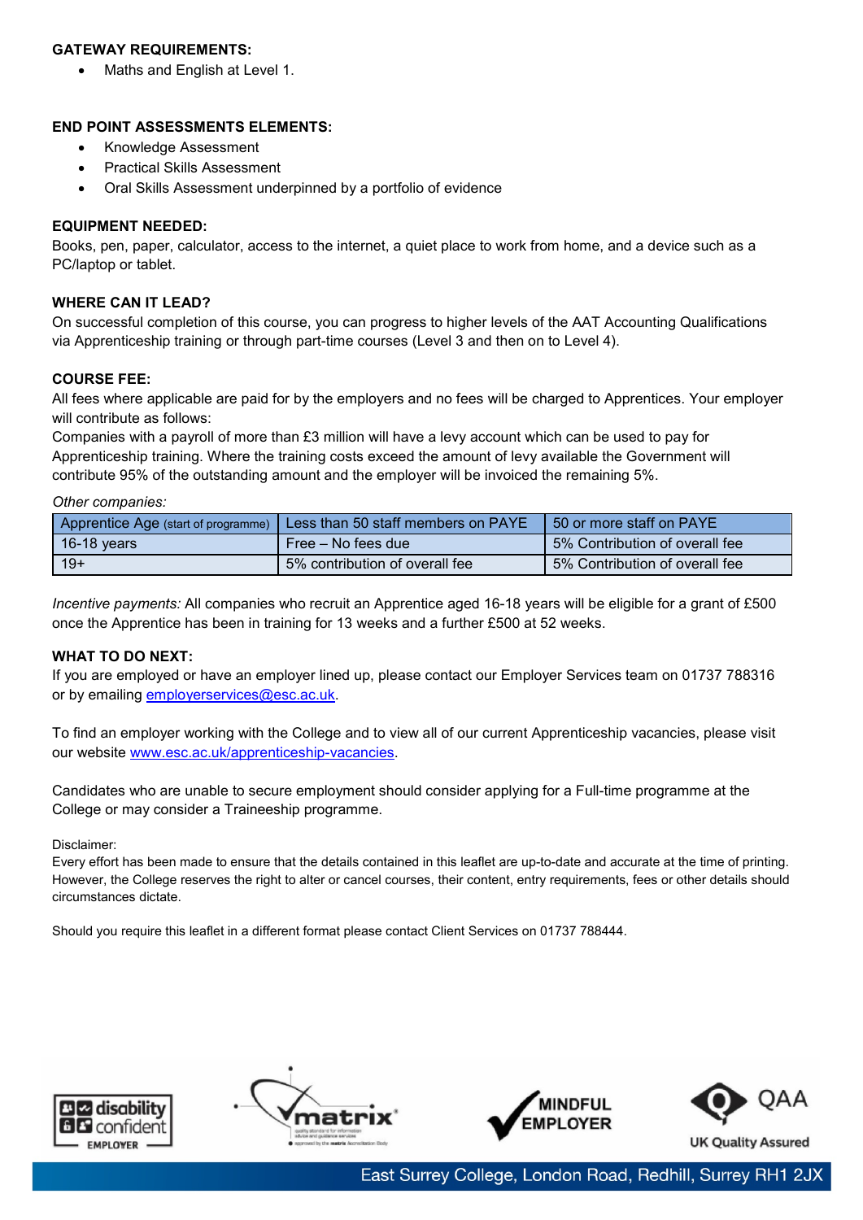**GATEWAY REQUIREMENTS:**

- Maths and English at Level 1.

**END POINT ASSESSMENTS ELEMENTS:**

- Knowledge Assessment
- Practical Skills Assessment
- Oral Skills Assessment underpinned by a portfolio of evidence

**EQUIPMENT NEEDED:**

Books, pen, paper, calculator, access to the internet, a quiet place to work from home, and a device such as a PC/laptop or tablet.

**WHERE CAN IT LEAD?**

On successful completion of this course, you can progress to higher levels of the AAT Accounting Qualifications via Apprenticeship training or through part-time courses (Level 3 and then on to Level 4).

**COURSE FEE:**

All fees where applicable are paid for by the employers and no fees will be charged to Apprentices. Your employer will contribute as follows:

Companies with a payroll of more than £3 million will have a levy account which can be used to pay for Apprenticeship training. Where the training costs exceed the amount of levy available the Government will contribute 95% of the outstanding amount and the employer will be invoiced the remaining 5%.

*Other companies:*

| Apprentice Age (start of programme) | Less than 50 staff members on PAYE | 50 or more staff on PAYE |
|---|---|---|
| 16-18 years | Free – No fees due | 5% Contribution of overall fee |
| 19+ | 5% contribution of overall fee | 5% Contribution of overall fee |

*Incentive payments:* All companies who recruit an Apprentice aged 16-18 years will be eligible for a grant of £500 once the Apprentice has been in training for 13 weeks and a further £500 at 52 weeks.

**WHAT TO DO NEXT:**

If you are employed or have an employer lined up, please contact our Employer Services team on 01737 788316 or by emailing employerservices@esc.ac.uk.

To find an employer working with the College and to view all of our current Apprenticeship vacancies, please visit our website www.esc.ac.uk/apprenticeship-vacancies.

Candidates who are unable to secure employment should consider applying for a Full-time programme at the College or may consider a Traineeship programme.

Disclaimer:
Every effort has been made to ensure that the details contained in this leaflet are up-to-date and accurate at the time of printing. However, the College reserves the right to alter or cancel courses, their content, entry requirements, fees or other details should circumstances dictate.

Should you require this leaflet in a different format please contact Client Services on 01737 788444.

East Surrey College, London Road, Redhill, Surrey RH1 2JX